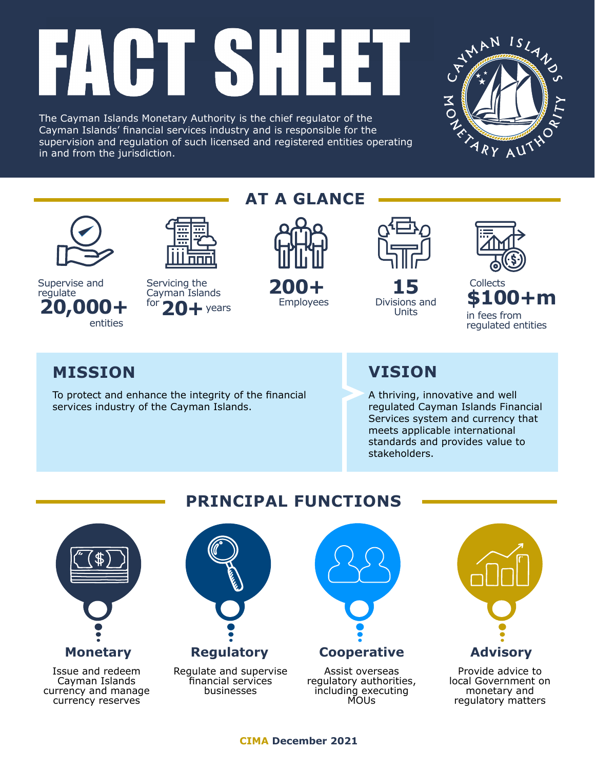# FACT SHEET

The Cayman Islands Monetary Authority is the chief regulator of the Cayman Islands' financial services industry and is responsible for the supervision and regulation of such licensed and registered entities operating in and from the jurisdiction.

## AT A GLANCE

- Supervise and regulate **20,000+** entities
- Servicing the Cayman Islands for **20+** years
- **200+** Employees
- **15** Divisions and Units
- Collects **$100+m** in fees from regulated entities

## MISSION

To protect and enhance the integrity of the financial services industry of the Cayman Islands.

## VISION

A thriving, innovative and well regulated Cayman Islands Financial Services system and currency that meets applicable international standards and provides value to stakeholders.

## PRINCIPAL FUNCTIONS

### Monetary

Issue and redeem Cayman Islands currency and manage currency reserves

### Regulatory

Regulate and supervise financial services businesses

### Cooperative

Assist overseas regulatory authorities, including executing MOUs

### Advisory

Provide advice to local Government on monetary and regulatory matters

**CIMA December 2021**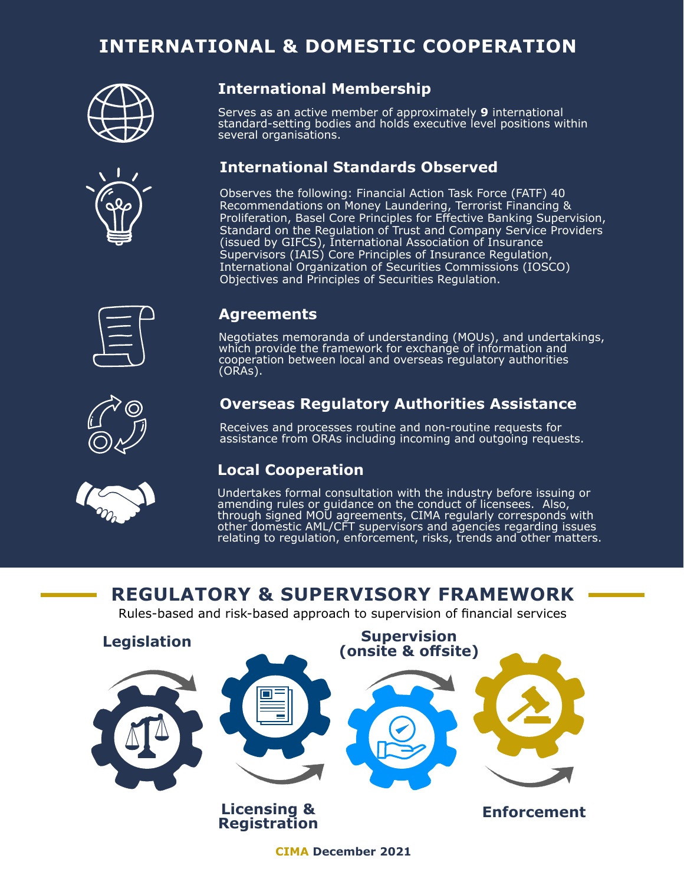# INTERNATIONAL & DOMESTIC COOPERATION

### International Membership

Serves as an active member of approximately **9** international standard-setting bodies and holds executive level positions within several organisations.

### International Standards Observed

Observes the following: Financial Action Task Force (FATF) 40 Recommendations on Money Laundering, Terrorist Financing & Proliferation, Basel Core Principles for Effective Banking Supervision, Standard on the Regulation of Trust and Company Service Providers (issued by GIFCS), International Association of Insurance Supervisors (IAIS) Core Principles of Insurance Regulation, International Organization of Securities Commissions (IOSCO) Objectives and Principles of Securities Regulation.

### Agreements

Negotiates memoranda of understanding (MOUs), and undertakings, which provide the framework for exchange of information and cooperation between local and overseas regulatory authorities (ORAs).

### Overseas Regulatory Authorities Assistance

Receives and processes routine and non-routine requests for assistance from ORAs including incoming and outgoing requests.

### Local Cooperation

Undertakes formal consultation with the industry before issuing or amending rules or guidance on the conduct of licensees. Also, through signed MOU agreements, CIMA regularly corresponds with other domestic AML/CFT supervisors and agencies regarding issues relating to regulation, enforcement, risks, trends and other matters.

# REGULATORY & SUPERVISORY FRAMEWORK

Rules-based and risk-based approach to supervision of financial services

**Legislation**

**Licensing & Registration**

**Supervision (onsite & offsite)**

**Enforcement**

**CIMA December 2021**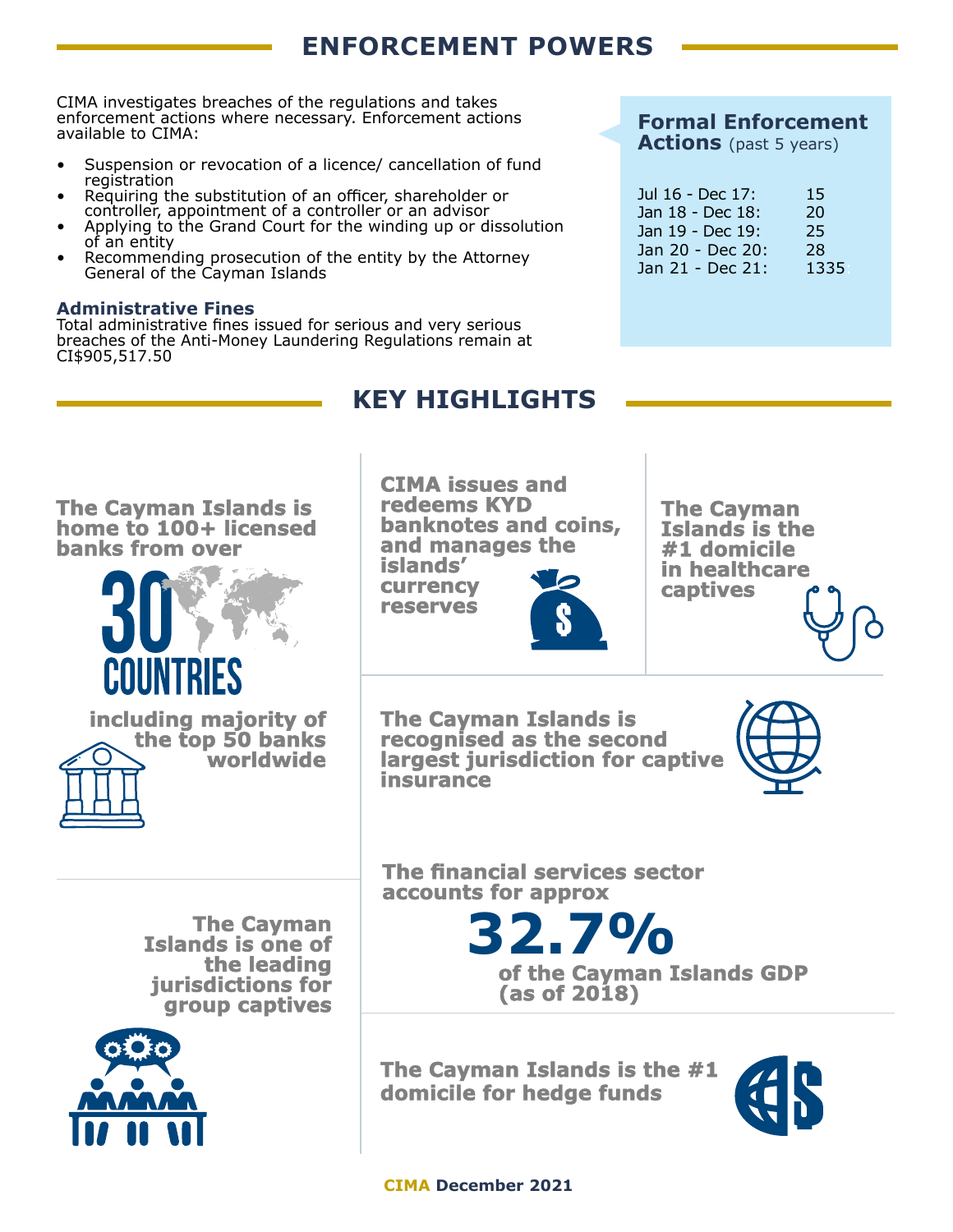## ENFORCEMENT POWERS

CIMA investigates breaches of the regulations and takes enforcement actions where necessary. Enforcement actions available to CIMA:

- Suspension or revocation of a licence/ cancellation of fund registration
- Requiring the substitution of an officer, shareholder or controller, appointment of a controller or an advisor
- Applying to the Grand Court for the winding up or dissolution of an entity
- Recommending prosecution of the entity by the Attorney General of the Cayman Islands

### Administrative Fines

Total administrative fines issued for serious and very serious breaches of the Anti-Money Laundering Regulations remain at CI$905,517.50

**Formal Enforcement Actions** (past 5 years)

| Period | Actions |
|---|---|
| Jul 16 - Dec 17: | 15 |
| Jan 18 - Dec 18: | 20 |
| Jan 19 - Dec 19: | 25 |
| Jan 20 - Dec 20: | 28 |
| Jan 21 - Dec 21: | 1335 |

## KEY HIGHLIGHTS

**The Cayman Islands is home to 100+ licensed banks from over 30 COUNTRIES including majority of the top 50 banks worldwide**

**CIMA issues and redeems KYD banknotes and coins, and manages the islands' currency reserves**

**The Cayman Islands is the #1 domicile in healthcare captives**

**The Cayman Islands is recognised as the second largest jurisdiction for captive insurance**

**The Cayman Islands is one of the leading jurisdictions for group captives**

**The financial services sector accounts for approx 32.7% of the Cayman Islands GDP (as of 2018)**

**The Cayman Islands is the #1 domicile for hedge funds**

**CIMA December 2021**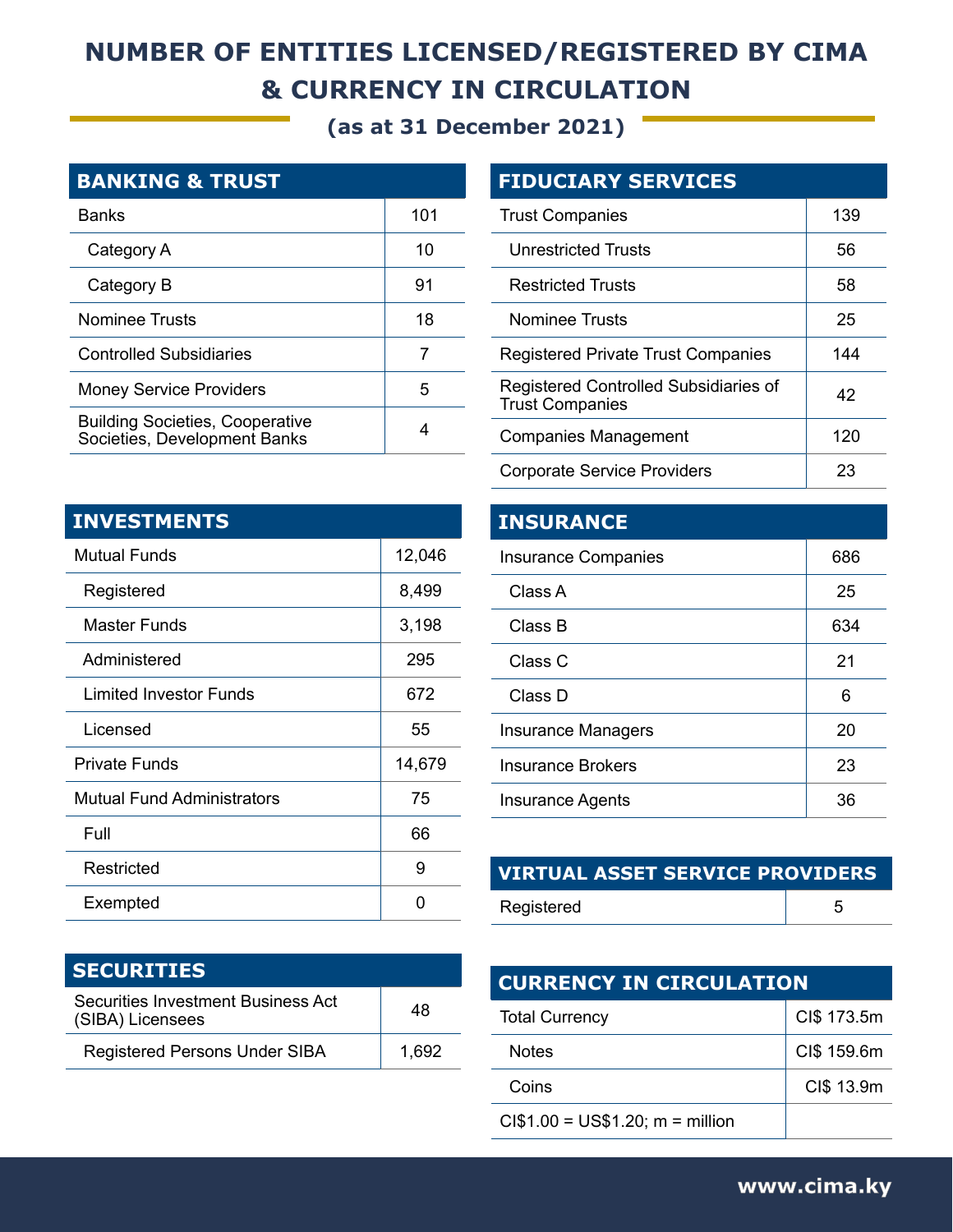# NUMBER OF ENTITIES LICENSED/REGISTERED BY CIMA & CURRENCY IN CIRCULATION

**(as at 31 December 2021)**

## BANKING & TRUST

| | |
|---|---|
| Banks | 101 |
| Category A | 10 |
| Category B | 91 |
| Nominee Trusts | 18 |
| Controlled Subsidiaries | 7 |
| Money Service Providers | 5 |
| Building Societies, Cooperative Societies, Development Banks | 4 |

## FIDUCIARY SERVICES

| | |
|---|---|
| Trust Companies | 139 |
| Unrestricted Trusts | 56 |
| Restricted Trusts | 58 |
| Nominee Trusts | 25 |
| Registered Private Trust Companies | 144 |
| Registered Controlled Subsidiaries of Trust Companies | 42 |
| Companies Management | 120 |
| Corporate Service Providers | 23 |

## INVESTMENTS

| | |
|---|---|
| Mutual Funds | 12,046 |
| Registered | 8,499 |
| Master Funds | 3,198 |
| Administered | 295 |
| Limited Investor Funds | 672 |
| Licensed | 55 |
| Private Funds | 14,679 |
| Mutual Fund Administrators | 75 |
| Full | 66 |
| Restricted | 9 |
| Exempted | 0 |

## INSURANCE

| | |
|---|---|
| Insurance Companies | 686 |
| Class A | 25 |
| Class B | 634 |
| Class C | 21 |
| Class D | 6 |
| Insurance Managers | 20 |
| Insurance Brokers | 23 |
| Insurance Agents | 36 |

## VIRTUAL ASSET SERVICE PROVIDERS

| | |
|---|---|
| Registered | 5 |

## SECURITIES

| | |
|---|---|
| Securities Investment Business Act (SIBA) Licensees | 48 |
| Registered Persons Under SIBA | 1,692 |

## CURRENCY IN CIRCULATION

| | |
|---|---|
| Total Currency | CI$ 173.5m |
| Notes | CI$ 159.6m |
| Coins | CI$ 13.9m |
| CI$1.00 = US$1.20; m = million | |

www.cima.ky